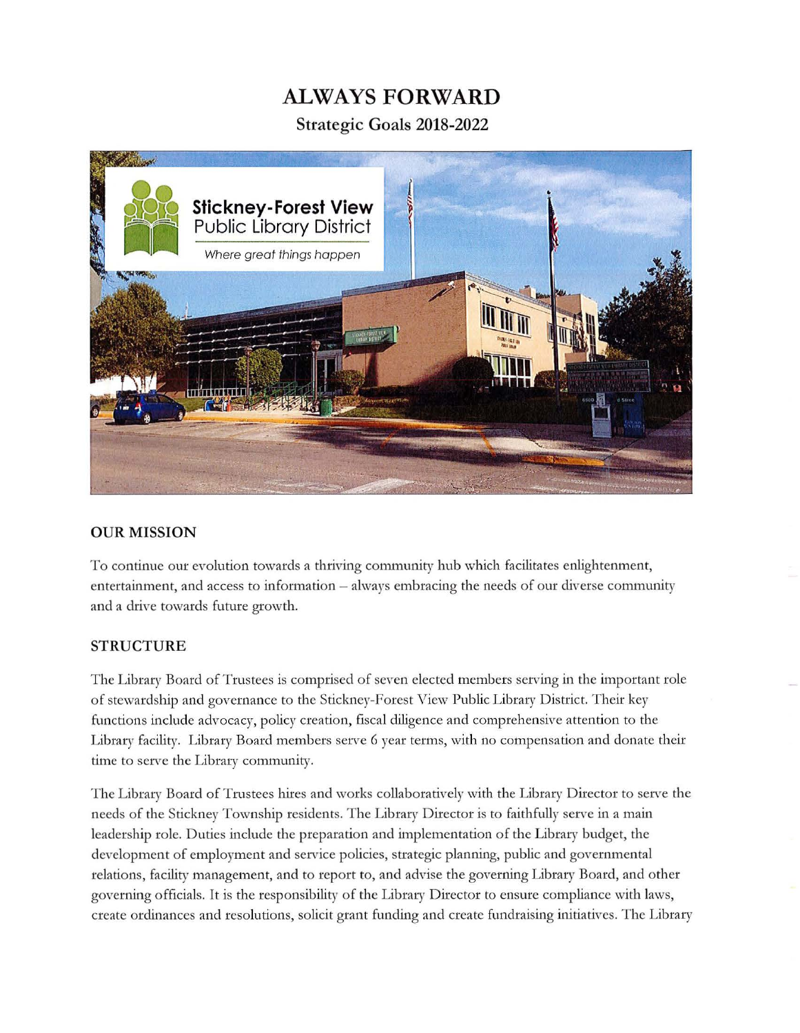# ALWAYS FORWARD

## Strategic Goals 2018-2022

### OUR MISSION

To continue our evolution towards a thriving community hub which facilitates enlightenment, entertainment, and access to information – always embracing the needs of our diverse community and a drive towards future growth.

### STRUCTURE

The Library Board of Trustees is comprised of seven elected members serving in the important role of stewardship and governance to the Stickney-Forest View Public Library District. Their key functions include advocacy, policy creation, fiscal diligence and comprehensive attention to the Library facility. Library Board members serve 6 year terms, with no compensation and donate their time to serve the Library community.

The Library Board of Trustees hires and works collaboratively with the Library Director to serve the needs of the Stickney Township residents. The Library Director is to faithfully serve in a main leadership role. Duties include the preparation and implementation of the Library budget, the development of employment and service policies, strategic planning, public and governmental relations, facility management, and to report to, and advise the governing Library Board, and other governing officials. It is the responsibility of the Library Director to ensure compliance with laws, create ordinances and resolutions, solicit grant funding and create fundraising initiatives. The Library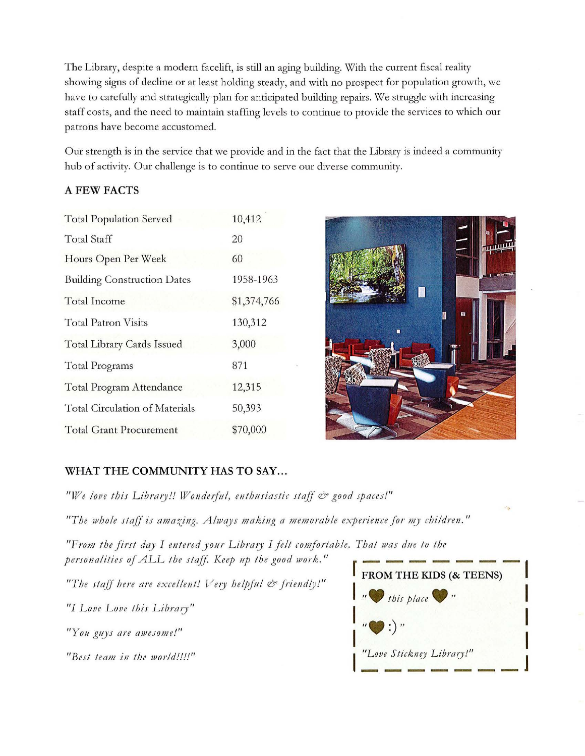The Library, despite a modern facelift, is still an aging building. With the current fiscal reality showing signs of decline or at least holding steady, and with no prospect for population growth, we have to carefully and strategically plan for anticipated building repairs. We struggle with increasing staff costs, and the need to maintain staffing levels to continue to provide the services to which our patrons have become accustomed.

Our strength is in the service that we provide and in the fact that the Library is indeed a community hub of activity. Our challenge is to continue to serve our diverse community.

## A FEW FACTS

| | |
|---|---|
| Total Population Served | 10,412 |
| Total Staff | 20 |
| Hours Open Per Week | 60 |
| Building Construction Dates | 1958-1963 |
| Total Income | $1,374,766 |
| Total Patron Visits | 130,312 |
| Total Library Cards Issued | 3,000 |
| Total Programs | 871 |
| Total Program Attendance | 12,315 |
| Total Circulation of Materials | 50,393 |
| Total Grant Procurement | $70,000 |

## WHAT THE COMMUNITY HAS TO SAY...

*"We love this Library!! Wonderful, enthusiastic staff & good spaces!"*

*"The whole staff is amazing. Always making a memorable experience for my children."*

*"From the first day I entered your Library I felt comfortable. That was due to the personalities of ALL the staff. Keep up the good work."*

*"The staff here are excellent! Very helpful & friendly!"*

*"I Love Love this Library"*

*"You guys are awesome!"*

*"Best team in the world!!!!"*

### FROM THE KIDS (& TEENS)

*"♥ this place ♥"*

*"♥ :)"*

*"Love Stickney Library!"*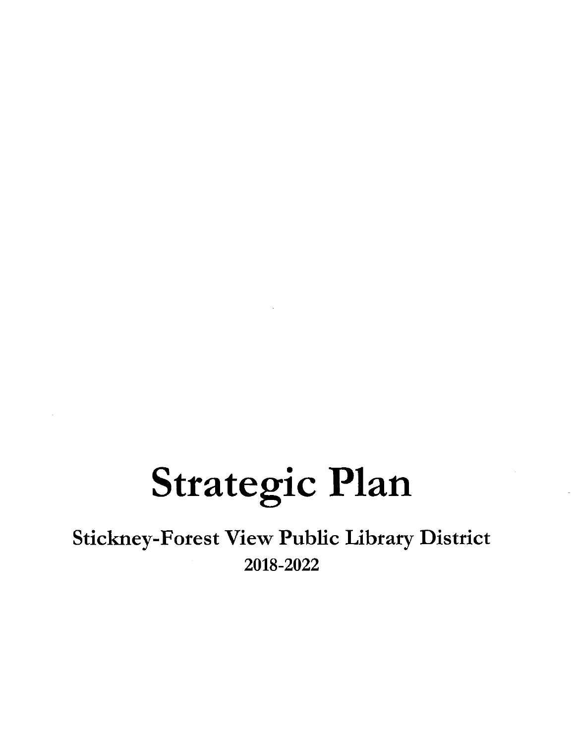# Strategic Plan

## Stickney-Forest View Public Library District

2018-2022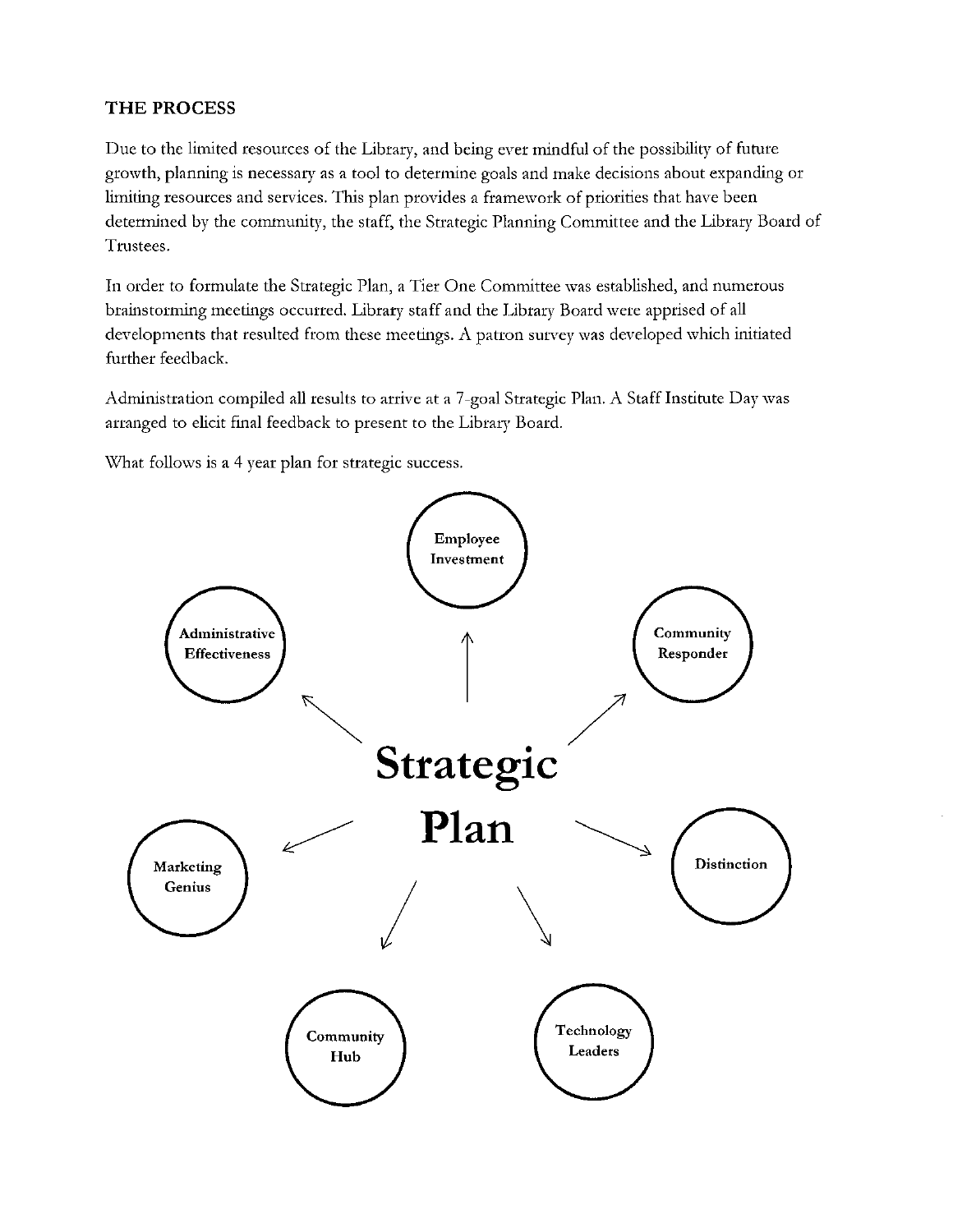## THE PROCESS

Due to the limited resources of the Library, and being ever mindful of the possibility of future growth, planning is necessary as a tool to determine goals and make decisions about expanding or limiting resources and services. This plan provides a framework of priorities that have been determined by the community, the staff, the Strategic Planning Committee and the Library Board of Trustees.

In order to formulate the Strategic Plan, a Tier One Committee was established, and numerous brainstorming meetings occurred. Library staff and the Library Board were apprised of all developments that resulted from these meetings. A patron survey was developed which initiated further feedback.

Administration compiled all results to arrive at a 7-goal Strategic Plan. A Staff Institute Day was arranged to elicit final feedback to present to the Library Board.

What follows is a 4 year plan for strategic success.

**Strategic Plan**

- **Employee Investment**
- **Community Responder**
- **Distinction**
- **Technology Leaders**
- **Community Hub**
- **Marketing Genius**
- **Administrative Effectiveness**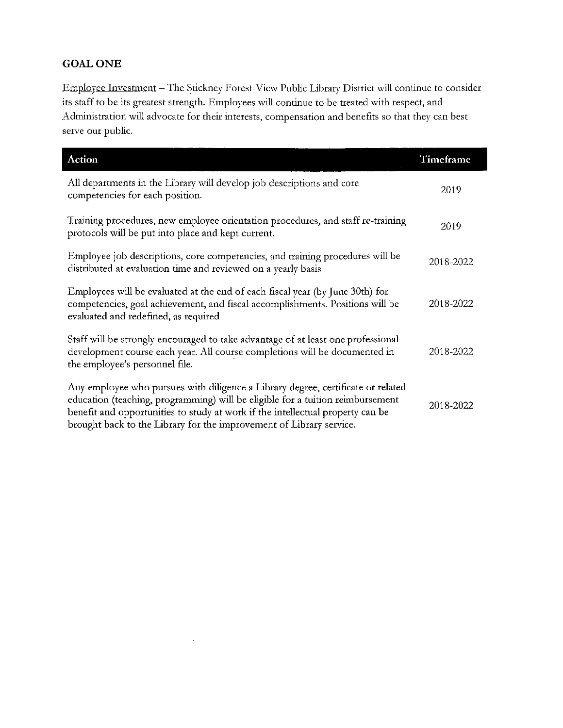## GOAL ONE

Employee Investment – The Stickney Forest-View Public Library District will continue to consider its staff to be its greatest strength. Employees will continue to be treated with respect, and Administration will advocate for their interests, compensation and benefits so that they can best serve our public.

| Action | Timeframe |
|---|---|
| All departments in the Library will develop job descriptions and core competencies for each position. | 2019 |
| Training procedures, new employee orientation procedures, and staff re-training protocols will be put into place and kept current. | 2019 |
| Employee job descriptions, core competencies, and training procedures will be distributed at evaluation time and reviewed on a yearly basis | 2018-2022 |
| Employees will be evaluated at the end of each fiscal year (by June 30th) for competencies, goal achievement, and fiscal accomplishments. Positions will be evaluated and redefined, as required | 2018-2022 |
| Staff will be strongly encouraged to take advantage of at least one professional development course each year. All course completions will be documented in the employee's personnel file. | 2018-2022 |
| Any employee who pursues with diligence a Library degree, certificate or related education (teaching, programming) will be eligible for a tuition reimbursement benefit and opportunities to study at work if the intellectual property can be brought back to the Library for the improvement of Library service. | 2018-2022 |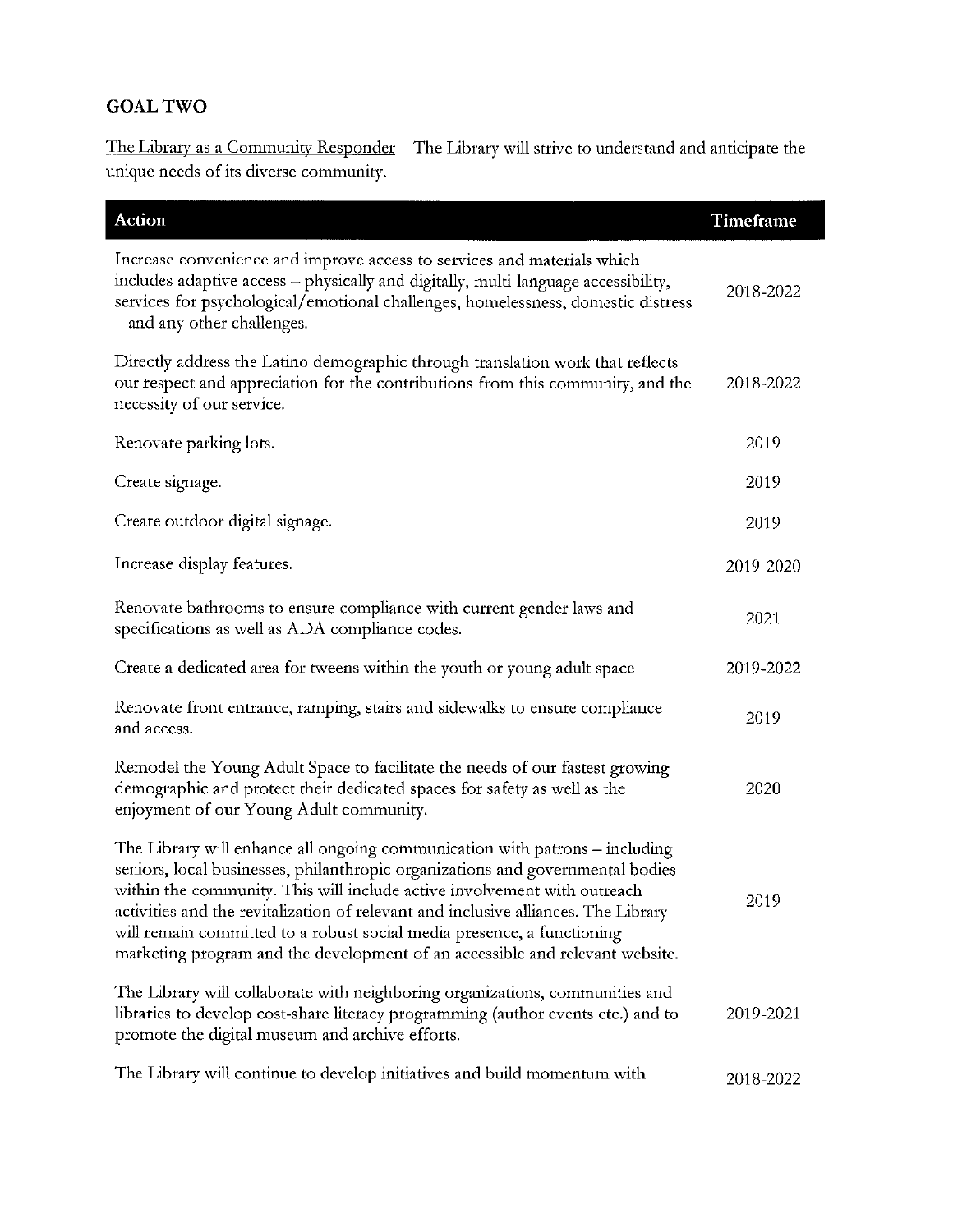## GOAL TWO

The Library as a Community Responder – The Library will strive to understand and anticipate the unique needs of its diverse community.

| Action | Timeframe |
| --- | --- |
| Increase convenience and improve access to services and materials which includes adaptive access – physically and digitally, multi-language accessibility, services for psychological/emotional challenges, homelessness, domestic distress – and any other challenges. | 2018-2022 |
| Directly address the Latino demographic through translation work that reflects our respect and appreciation for the contributions from this community, and the necessity of our service. | 2018-2022 |
| Renovate parking lots. | 2019 |
| Create signage. | 2019 |
| Create outdoor digital signage. | 2019 |
| Increase display features. | 2019-2020 |
| Renovate bathrooms to ensure compliance with current gender laws and specifications as well as ADA compliance codes. | 2021 |
| Create a dedicated area for tweens within the youth or young adult space | 2019-2022 |
| Renovate front entrance, ramping, stairs and sidewalks to ensure compliance and access. | 2019 |
| Remodel the Young Adult Space to facilitate the needs of our fastest growing demographic and protect their dedicated spaces for safety as well as the enjoyment of our Young Adult community. | 2020 |
| The Library will enhance all ongoing communication with patrons – including seniors, local businesses, philanthropic organizations and governmental bodies within the community. This will include active involvement with outreach activities and the revitalization of relevant and inclusive alliances. The Library will remain committed to a robust social media presence, a functioning marketing program and the development of an accessible and relevant website. | 2019 |
| The Library will collaborate with neighboring organizations, communities and libraries to develop cost-share literacy programming (author events etc.) and to promote the digital museum and archive efforts. | 2019-2021 |
| The Library will continue to develop initiatives and build momentum with | 2018-2022 |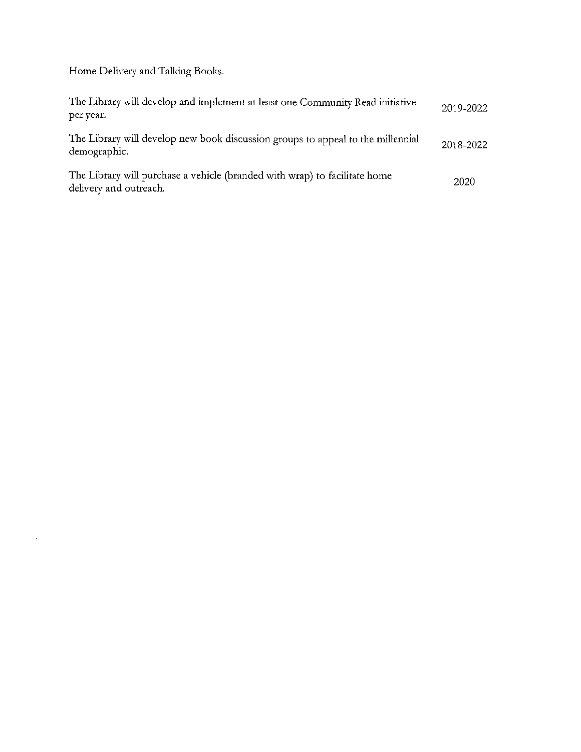Home Delivery and Talking Books.

| | |
|---|---|
| The Library will develop and implement at least one Community Read initiative per year. | 2019-2022 |
| The Library will develop new book discussion groups to appeal to the millennial demographic. | 2018-2022 |
| The Library will purchase a vehicle (branded with wrap) to facilitate home delivery and outreach. | 2020 |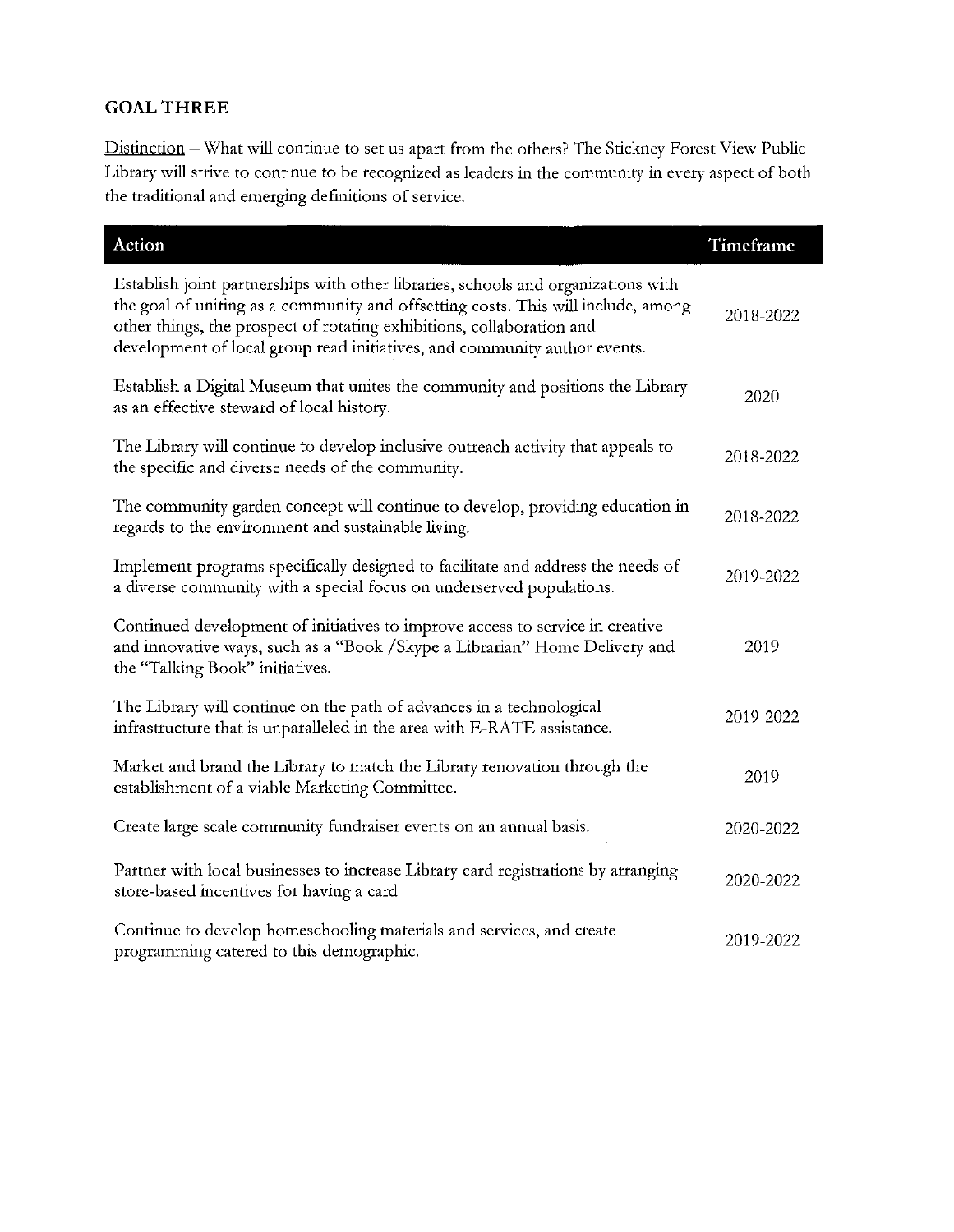## GOAL THREE

<u>Distinction</u> – What will continue to set us apart from the others? The Stickney Forest View Public Library will strive to continue to be recognized as leaders in the community in every aspect of both the traditional and emerging definitions of service.

| Action | Timeframe |
|---|---|
| Establish joint partnerships with other libraries, schools and organizations with the goal of uniting as a community and offsetting costs. This will include, among other things, the prospect of rotating exhibitions, collaboration and development of local group read initiatives, and community author events. | 2018-2022 |
| Establish a Digital Museum that unites the community and positions the Library as an effective steward of local history. | 2020 |
| The Library will continue to develop inclusive outreach activity that appeals to the specific and diverse needs of the community. | 2018-2022 |
| The community garden concept will continue to develop, providing education in regards to the environment and sustainable living. | 2018-2022 |
| Implement programs specifically designed to facilitate and address the needs of a diverse community with a special focus on underserved populations. | 2019-2022 |
| Continued development of initiatives to improve access to service in creative and innovative ways, such as a "Book /Skype a Librarian" Home Delivery and the "Talking Book" initiatives. | 2019 |
| The Library will continue on the path of advances in a technological infrastructure that is unparalleled in the area with E-RATE assistance. | 2019-2022 |
| Market and brand the Library to match the Library renovation through the establishment of a viable Marketing Committee. | 2019 |
| Create large scale community fundraiser events on an annual basis. | 2020-2022 |
| Partner with local businesses to increase Library card registrations by arranging store-based incentives for having a card | 2020-2022 |
| Continue to develop homeschooling materials and services, and create programming catered to this demographic. | 2019-2022 |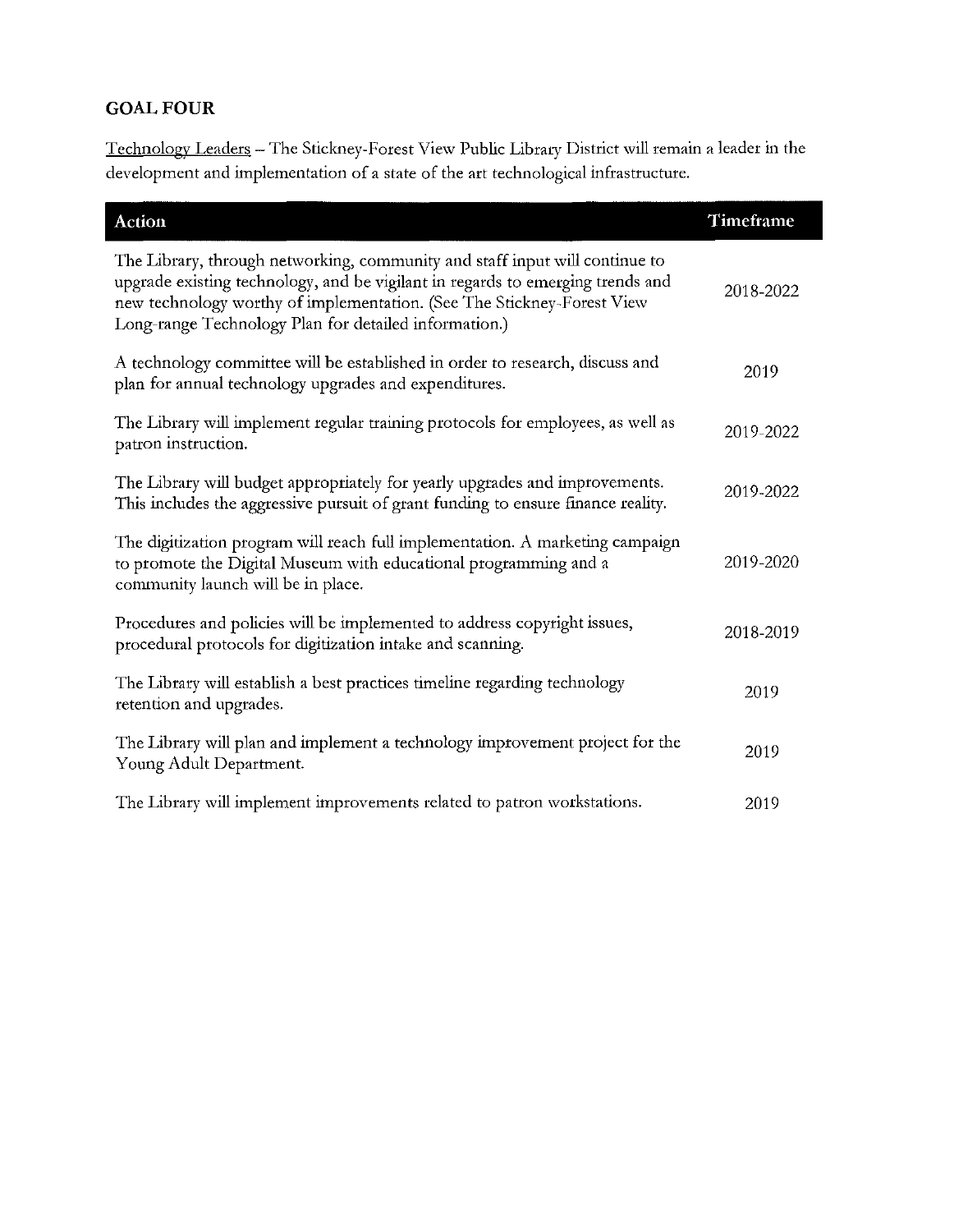**GOAL FOUR**

Technology Leaders – The Stickney-Forest View Public Library District will remain a leader in the development and implementation of a state of the art technological infrastructure.

| Action | Timeframe |
| --- | --- |
| The Library, through networking, community and staff input will continue to upgrade existing technology, and be vigilant in regards to emerging trends and new technology worthy of implementation. (See The Stickney-Forest View Long-range Technology Plan for detailed information.) | 2018-2022 |
| A technology committee will be established in order to research, discuss and plan for annual technology upgrades and expenditures. | 2019 |
| The Library will implement regular training protocols for employees, as well as patron instruction. | 2019-2022 |
| The Library will budget appropriately for yearly upgrades and improvements. This includes the aggressive pursuit of grant funding to ensure finance reality. | 2019-2022 |
| The digitization program will reach full implementation. A marketing campaign to promote the Digital Museum with educational programming and a community launch will be in place. | 2019-2020 |
| Procedures and policies will be implemented to address copyright issues, procedural protocols for digitization intake and scanning. | 2018-2019 |
| The Library will establish a best practices timeline regarding technology retention and upgrades. | 2019 |
| The Library will plan and implement a technology improvement project for the Young Adult Department. | 2019 |
| The Library will implement improvements related to patron workstations. | 2019 |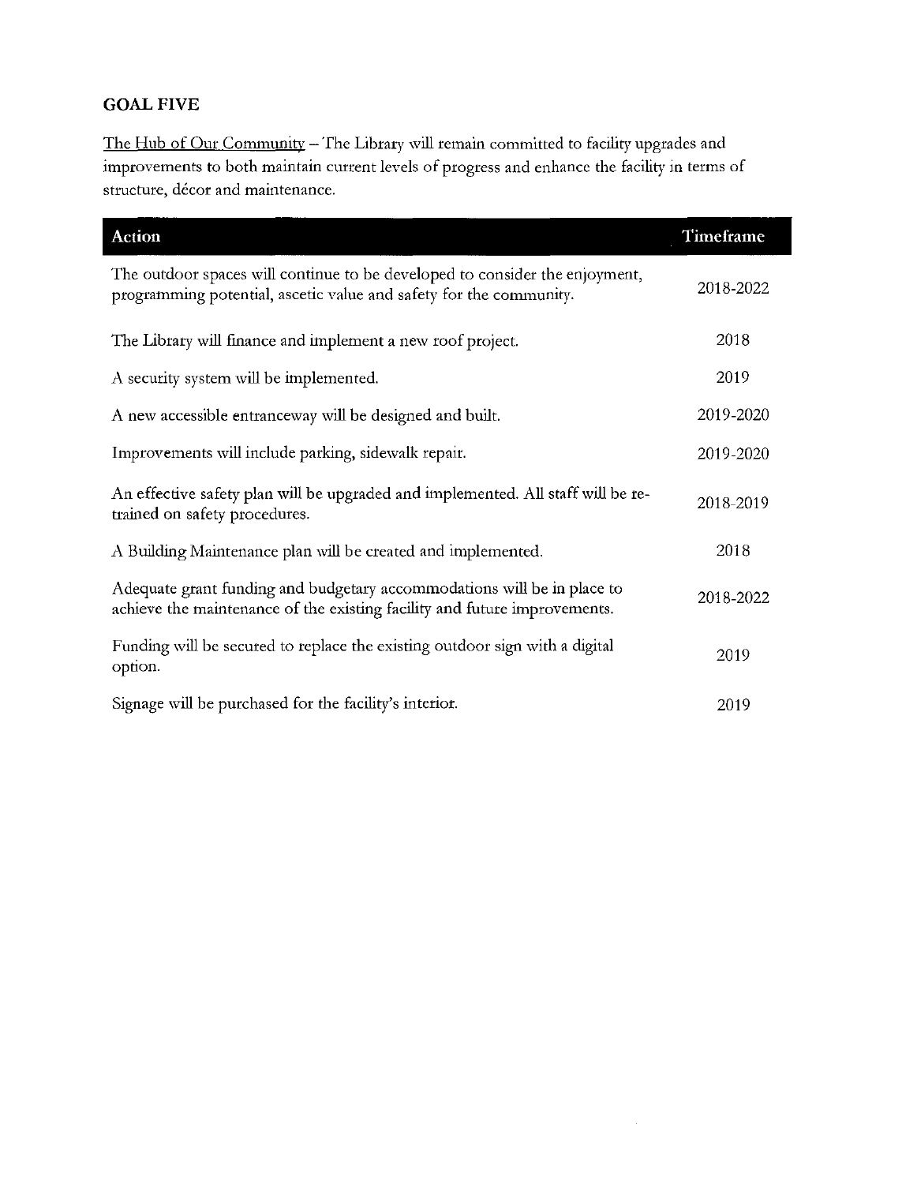## GOAL FIVE

The Hub of Our Community – The Library will remain committed to facility upgrades and improvements to both maintain current levels of progress and enhance the facility in terms of structure, décor and maintenance.

| Action | Timeframe |
|---|---|
| The outdoor spaces will continue to be developed to consider the enjoyment, programming potential, ascetic value and safety for the community. | 2018-2022 |
| The Library will finance and implement a new roof project. | 2018 |
| A security system will be implemented. | 2019 |
| A new accessible entranceway will be designed and built. | 2019-2020 |
| Improvements will include parking, sidewalk repair. | 2019-2020 |
| An effective safety plan will be upgraded and implemented. All staff will be re-trained on safety procedures. | 2018-2019 |
| A Building Maintenance plan will be created and implemented. | 2018 |
| Adequate grant funding and budgetary accommodations will be in place to achieve the maintenance of the existing facility and future improvements. | 2018-2022 |
| Funding will be secured to replace the existing outdoor sign with a digital option. | 2019 |
| Signage will be purchased for the facility's interior. | 2019 |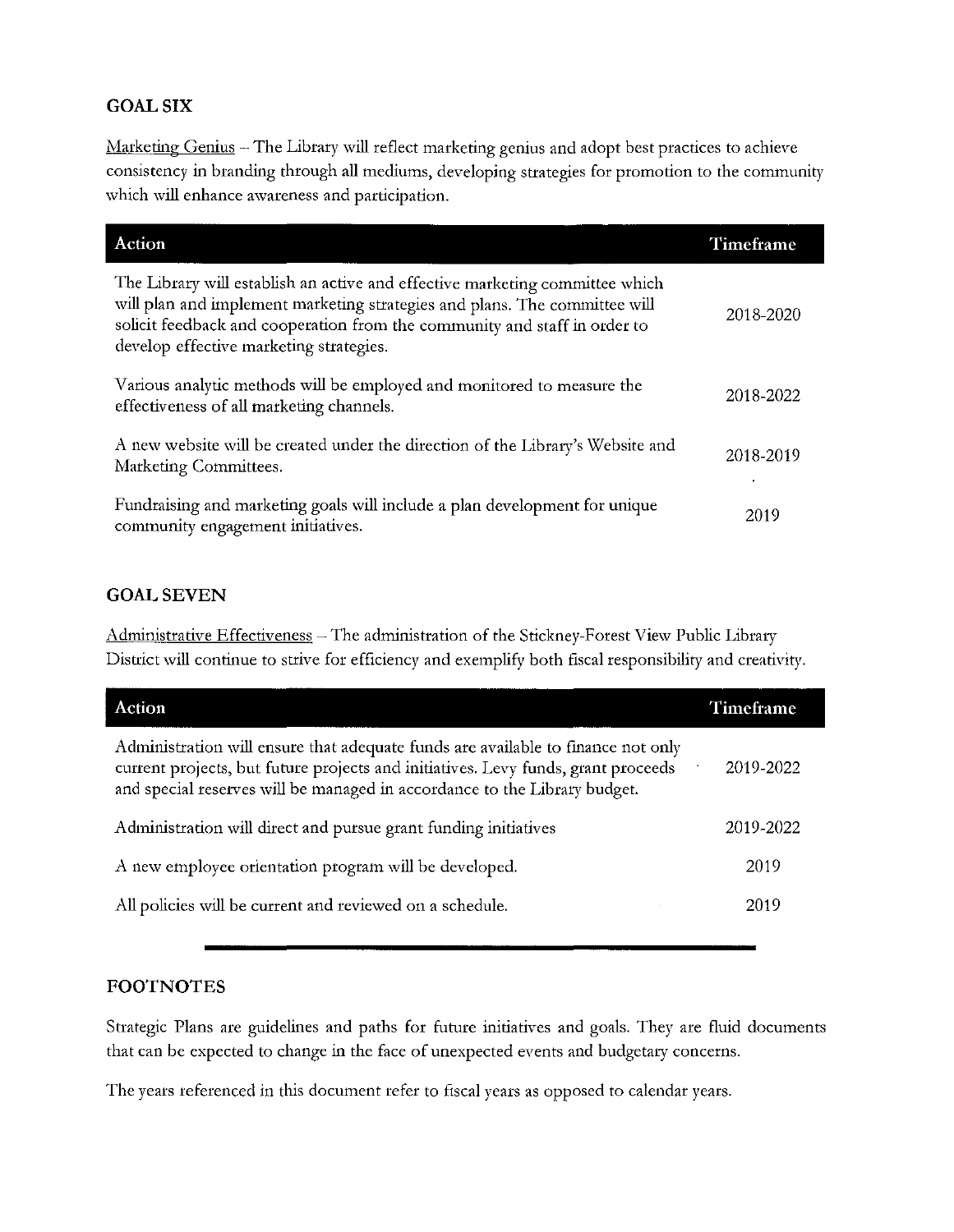## GOAL SIX

Marketing Genius – The Library will reflect marketing genius and adopt best practices to achieve consistency in branding through all mediums, developing strategies for promotion to the community which will enhance awareness and participation.

| Action | Timeframe |
| --- | --- |
| The Library will establish an active and effective marketing committee which will plan and implement marketing strategies and plans. The committee will solicit feedback and cooperation from the community and staff in order to develop effective marketing strategies. | 2018-2020 |
| Various analytic methods will be employed and monitored to measure the effectiveness of all marketing channels. | 2018-2022 |
| A new website will be created under the direction of the Library's Website and Marketing Committees. | 2018-2019 |
| Fundraising and marketing goals will include a plan development for unique community engagement initiatives. | 2019 |

## GOAL SEVEN

Administrative Effectiveness – The administration of the Stickney-Forest View Public Library District will continue to strive for efficiency and exemplify both fiscal responsibility and creativity.

| Action | Timeframe |
| --- | --- |
| Administration will ensure that adequate funds are available to finance not only current projects, but future projects and initiatives. Levy funds, grant proceeds and special reserves will be managed in accordance to the Library budget. | 2019-2022 |
| Administration will direct and pursue grant funding initiatives | 2019-2022 |
| A new employee orientation program will be developed. | 2019 |
| All policies will be current and reviewed on a schedule. | 2019 |

---

## FOOTNOTES

Strategic Plans are guidelines and paths for future initiatives and goals. They are fluid documents that can be expected to change in the face of unexpected events and budgetary concerns.

The years referenced in this document refer to fiscal years as opposed to calendar years.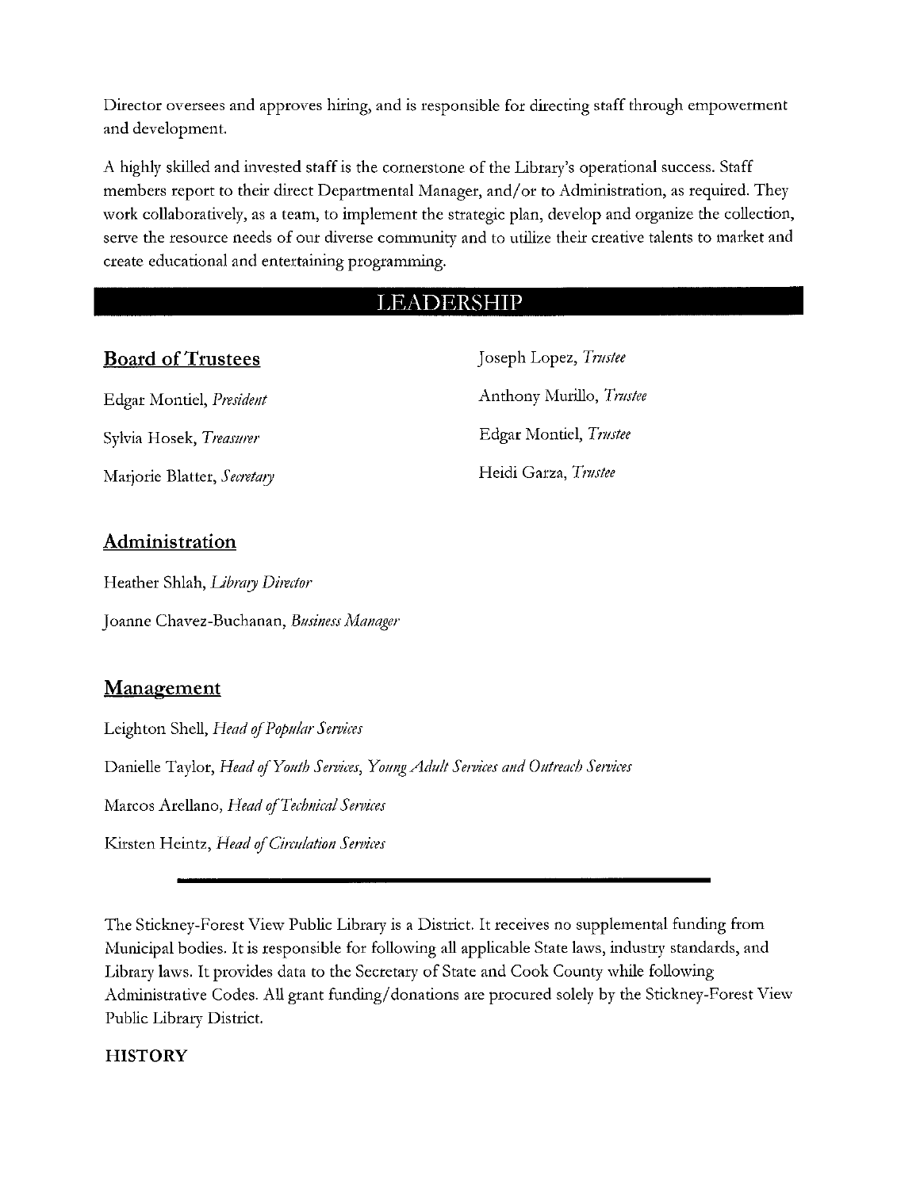Director oversees and approves hiring, and is responsible for directing staff through empowerment and development.

A highly skilled and invested staff is the cornerstone of the Library's operational success. Staff members report to their direct Departmental Manager, and/or to Administration, as required. They work collaboratively, as a team, to implement the strategic plan, develop and organize the collection, serve the resource needs of our diverse community and to utilize their creative talents to market and create educational and entertaining programming.

## LEADERSHIP

### Board of Trustees

Edgar Montiel, *President*

Sylvia Hosek, *Treasurer*

Marjorie Blatter, *Secretary*

Joseph Lopez, *Trustee*

Anthony Murillo, *Trustee*

Edgar Montiel, *Trustee*

Heidi Garza, *Trustee*

### Administration

Heather Shlah, *Library Director*

Joanne Chavez-Buchanan, *Business Manager*

### Management

Leighton Shell, *Head of Popular Services*

Danielle Taylor, *Head of Youth Services, Young Adult Services and Outreach Services*

Marcos Arellano, *Head of Technical Services*

Kirsten Heintz, *Head of Circulation Services*

---

The Stickney-Forest View Public Library is a District. It receives no supplemental funding from Municipal bodies. It is responsible for following all applicable State laws, industry standards, and Library laws. It provides data to the Secretary of State and Cook County while following Administrative Codes. All grant funding/donations are procured solely by the Stickney-Forest View Public Library District.

**HISTORY**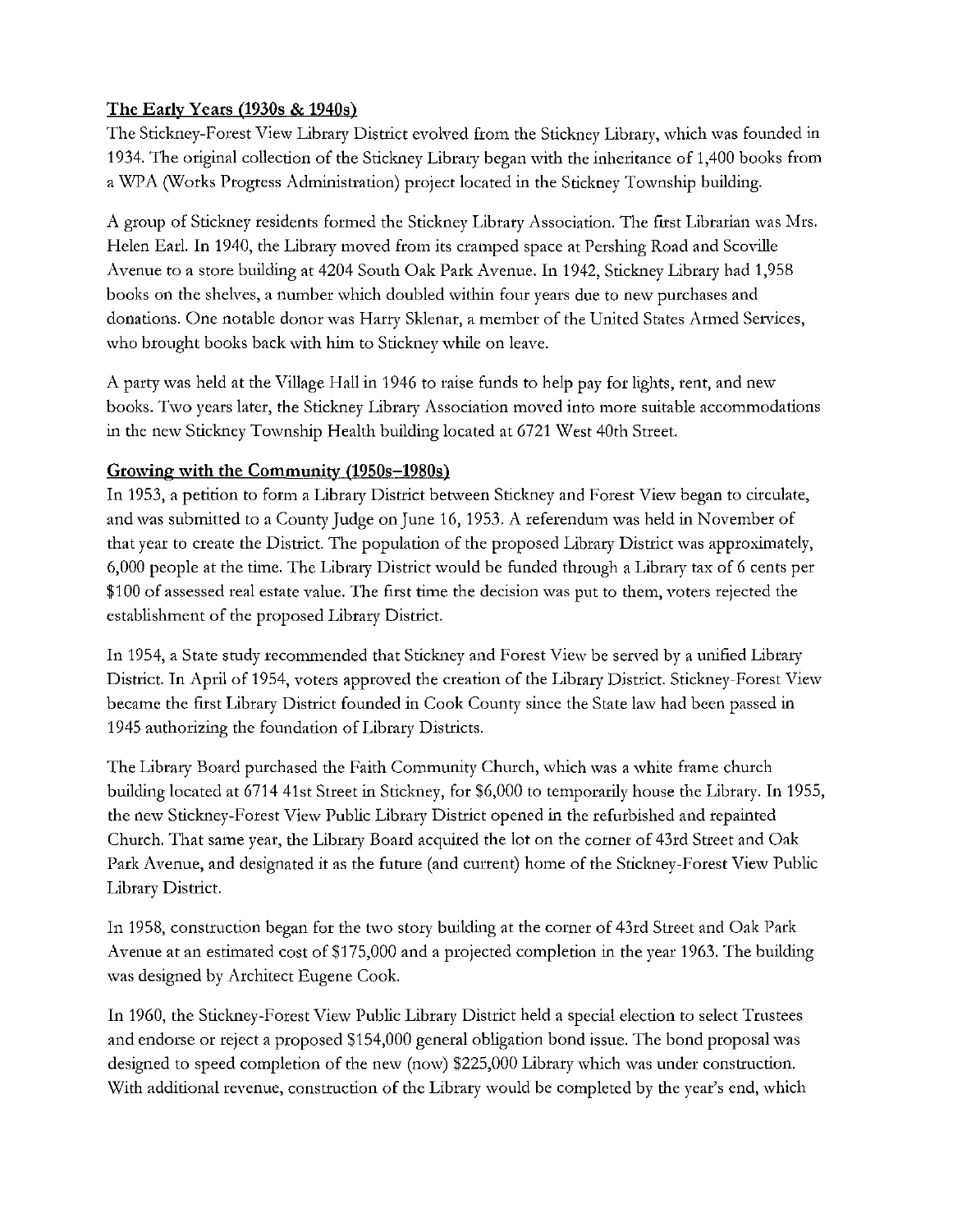## The Early Years (1930s & 1940s)

The Stickney-Forest View Library District evolved from the Stickney Library, which was founded in 1934. The original collection of the Stickney Library began with the inheritance of 1,400 books from a WPA (Works Progress Administration) project located in the Stickney Township building.

A group of Stickney residents formed the Stickney Library Association. The first Librarian was Mrs. Helen Earl. In 1940, the Library moved from its cramped space at Pershing Road and Scoville Avenue to a store building at 4204 South Oak Park Avenue. In 1942, Stickney Library had 1,958 books on the shelves, a number which doubled within four years due to new purchases and donations. One notable donor was Harry Sklenar, a member of the United States Armed Services, who brought books back with him to Stickney while on leave.

A party was held at the Village Hall in 1946 to raise funds to help pay for lights, rent, and new books. Two years later, the Stickney Library Association moved into more suitable accommodations in the new Stickney Township Health building located at 6721 West 40th Street.

## Growing with the Community (1950s–1980s)

In 1953, a petition to form a Library District between Stickney and Forest View began to circulate, and was submitted to a County Judge on June 16, 1953. A referendum was held in November of that year to create the District. The population of the proposed Library District was approximately, 6,000 people at the time. The Library District would be funded through a Library tax of 6 cents per $100 of assessed real estate value. The first time the decision was put to them, voters rejected the establishment of the proposed Library District.

In 1954, a State study recommended that Stickney and Forest View be served by a unified Library District. In April of 1954, voters approved the creation of the Library District. Stickney-Forest View became the first Library District founded in Cook County since the State law had been passed in 1945 authorizing the foundation of Library Districts.

The Library Board purchased the Faith Community Church, which was a white frame church building located at 6714 41st Street in Stickney, for $6,000 to temporarily house the Library. In 1955, the new Stickney-Forest View Public Library District opened in the refurbished and repainted Church. That same year, the Library Board acquired the lot on the corner of 43rd Street and Oak Park Avenue, and designated it as the future (and current) home of the Stickney-Forest View Public Library District.

In 1958, construction began for the two story building at the corner of 43rd Street and Oak Park Avenue at an estimated cost of $175,000 and a projected completion in the year 1963. The building was designed by Architect Eugene Cook.

In 1960, the Stickney-Forest View Public Library District held a special election to select Trustees and endorse or reject a proposed $154,000 general obligation bond issue. The bond proposal was designed to speed completion of the new (now) $225,000 Library which was under construction. With additional revenue, construction of the Library would be completed by the year's end, which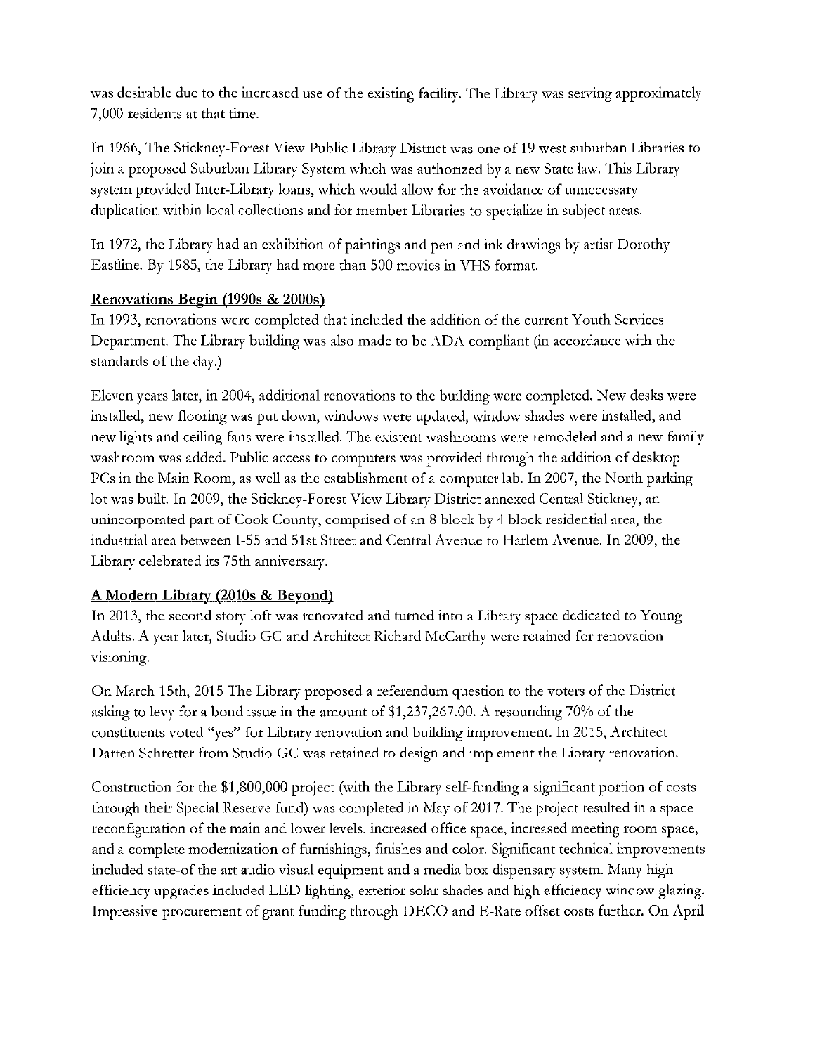was desirable due to the increased use of the existing facility. The Library was serving approximately 7,000 residents at that time.

In 1966, The Stickney-Forest View Public Library District was one of 19 west suburban Libraries to join a proposed Suburban Library System which was authorized by a new State law. This Library system provided Inter-Library loans, which would allow for the avoidance of unnecessary duplication within local collections and for member Libraries to specialize in subject areas.

In 1972, the Library had an exhibition of paintings and pen and ink drawings by artist Dorothy Eastline. By 1985, the Library had more than 500 movies in VHS format.

## Renovations Begin (1990s & 2000s)

In 1993, renovations were completed that included the addition of the current Youth Services Department. The Library building was also made to be ADA compliant (in accordance with the standards of the day.)

Eleven years later, in 2004, additional renovations to the building were completed. New desks were installed, new flooring was put down, windows were updated, window shades were installed, and new lights and ceiling fans were installed. The existent washrooms were remodeled and a new family washroom was added. Public access to computers was provided through the addition of desktop PCs in the Main Room, as well as the establishment of a computer lab. In 2007, the North parking lot was built. In 2009, the Stickney-Forest View Library District annexed Central Stickney, an unincorporated part of Cook County, comprised of an 8 block by 4 block residential area, the industrial area between I-55 and 51st Street and Central Avenue to Harlem Avenue. In 2009, the Library celebrated its 75th anniversary.

## A Modern Library (2010s & Beyond)

In 2013, the second story loft was renovated and turned into a Library space dedicated to Young Adults. A year later, Studio GC and Architect Richard McCarthy were retained for renovation visioning.

On March 15th, 2015 The Library proposed a referendum question to the voters of the District asking to levy for a bond issue in the amount of $1,237,267.00. A resounding 70% of the constituents voted "yes" for Library renovation and building improvement. In 2015, Architect Darren Schretter from Studio GC was retained to design and implement the Library renovation.

Construction for the $1,800,000 project (with the Library self-funding a significant portion of costs through their Special Reserve fund) was completed in May of 2017. The project resulted in a space reconfiguration of the main and lower levels, increased office space, increased meeting room space, and a complete modernization of furnishings, finishes and color. Significant technical improvements included state-of the art audio visual equipment and a media box dispensary system. Many high efficiency upgrades included LED lighting, exterior solar shades and high efficiency window glazing. Impressive procurement of grant funding through DECO and E-Rate offset costs further. On April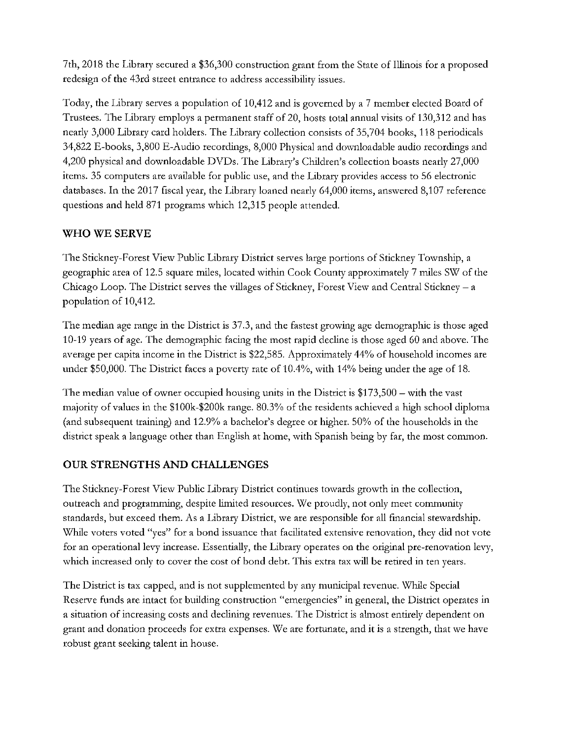7th, 2018 the Library secured a $36,300 construction grant from the State of Illinois for a proposed redesign of the 43rd street entrance to address accessibility issues.

Today, the Library serves a population of 10,412 and is governed by a 7 member elected Board of Trustees. The Library employs a permanent staff of 20, hosts total annual visits of 130,312 and has nearly 3,000 Library card holders. The Library collection consists of 35,704 books, 118 periodicals 34,822 E-books, 3,800 E-Audio recordings, 8,000 Physical and downloadable audio recordings and 4,200 physical and downloadable DVDs. The Library's Children's collection boasts nearly 27,000 items. 35 computers are available for public use, and the Library provides access to 56 electronic databases. In the 2017 fiscal year, the Library loaned nearly 64,000 items, answered 8,107 reference questions and held 871 programs which 12,315 people attended.

## WHO WE SERVE

The Stickney-Forest View Public Library District serves large portions of Stickney Township, a geographic area of 12.5 square miles, located within Cook County approximately 7 miles SW of the Chicago Loop. The District serves the villages of Stickney, Forest View and Central Stickney – a population of 10,412.

The median age range in the District is 37.3, and the fastest growing age demographic is those aged 10-19 years of age. The demographic facing the most rapid decline is those aged 60 and above. The average per capita income in the District is $22,585. Approximately 44% of household incomes are under $50,000. The District faces a poverty rate of 10.4%, with 14% being under the age of 18.

The median value of owner occupied housing units in the District is $173,500 – with the vast majority of values in the $100k-$200k range. 80.3% of the residents achieved a high school diploma (and subsequent training) and 12.9% a bachelor's degree or higher. 50% of the households in the district speak a language other than English at home, with Spanish being by far, the most common.

## OUR STRENGTHS AND CHALLENGES

The Stickney-Forest View Public Library District continues towards growth in the collection, outreach and programming, despite limited resources. We proudly, not only meet community standards, but exceed them. As a Library District, we are responsible for all financial stewardship. While voters voted "yes" for a bond issuance that facilitated extensive renovation, they did not vote for an operational levy increase. Essentially, the Library operates on the original pre-renovation levy, which increased only to cover the cost of bond debt. This extra tax will be retired in ten years.

The District is tax capped, and is not supplemented by any municipal revenue. While Special Reserve funds are intact for building construction "emergencies" in general, the District operates in a situation of increasing costs and declining revenues. The District is almost entirely dependent on grant and donation proceeds for extra expenses. We are fortunate, and it is a strength, that we have robust grant seeking talent in house.